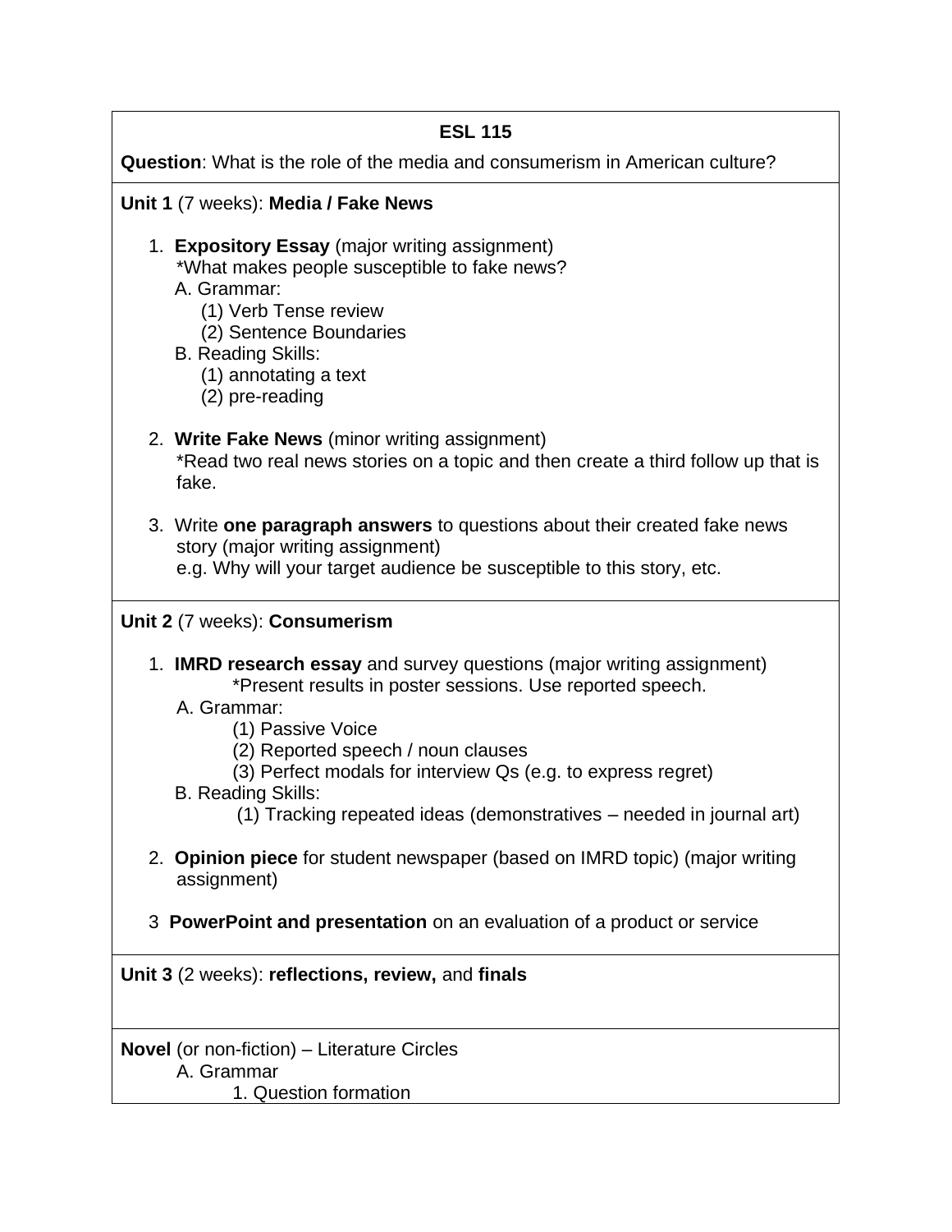## ESL 115

**Question**: What is the role of the media and consumerism in American culture?

**Unit 1** (7 weeks): **Media / Fake News**

1. **Expository Essay** (major writing assignment)
   *What makes people susceptible to fake news?
   A. Grammar:
      (1) Verb Tense review
      (2) Sentence Boundaries
   B. Reading Skills:
      (1) annotating a text
      (2) pre-reading

2. **Write Fake News** (minor writing assignment)
   *Read two real news stories on a topic and then create a third follow up that is fake.

3. Write **one paragraph answers** to questions about their created fake news story (major writing assignment)
   e.g. Why will your target audience be susceptible to this story, etc.

**Unit 2** (7 weeks): **Consumerism**

1. **IMRD research essay** and survey questions (major writing assignment)
   *Present results in poster sessions. Use reported speech.
   A. Grammar:
      (1) Passive Voice
      (2) Reported speech / noun clauses
      (3) Perfect modals for interview Qs (e.g. to express regret)
   B. Reading Skills:
      (1) Tracking repeated ideas (demonstratives – needed in journal art)

2. **Opinion piece** for student newspaper (based on IMRD topic) (major writing assignment)

3 **PowerPoint and presentation** on an evaluation of a product or service

**Unit 3** (2 weeks): **reflections, review,** and **finals**

**Novel** (or non-fiction) – Literature Circles
   A. Grammar
      1. Question formation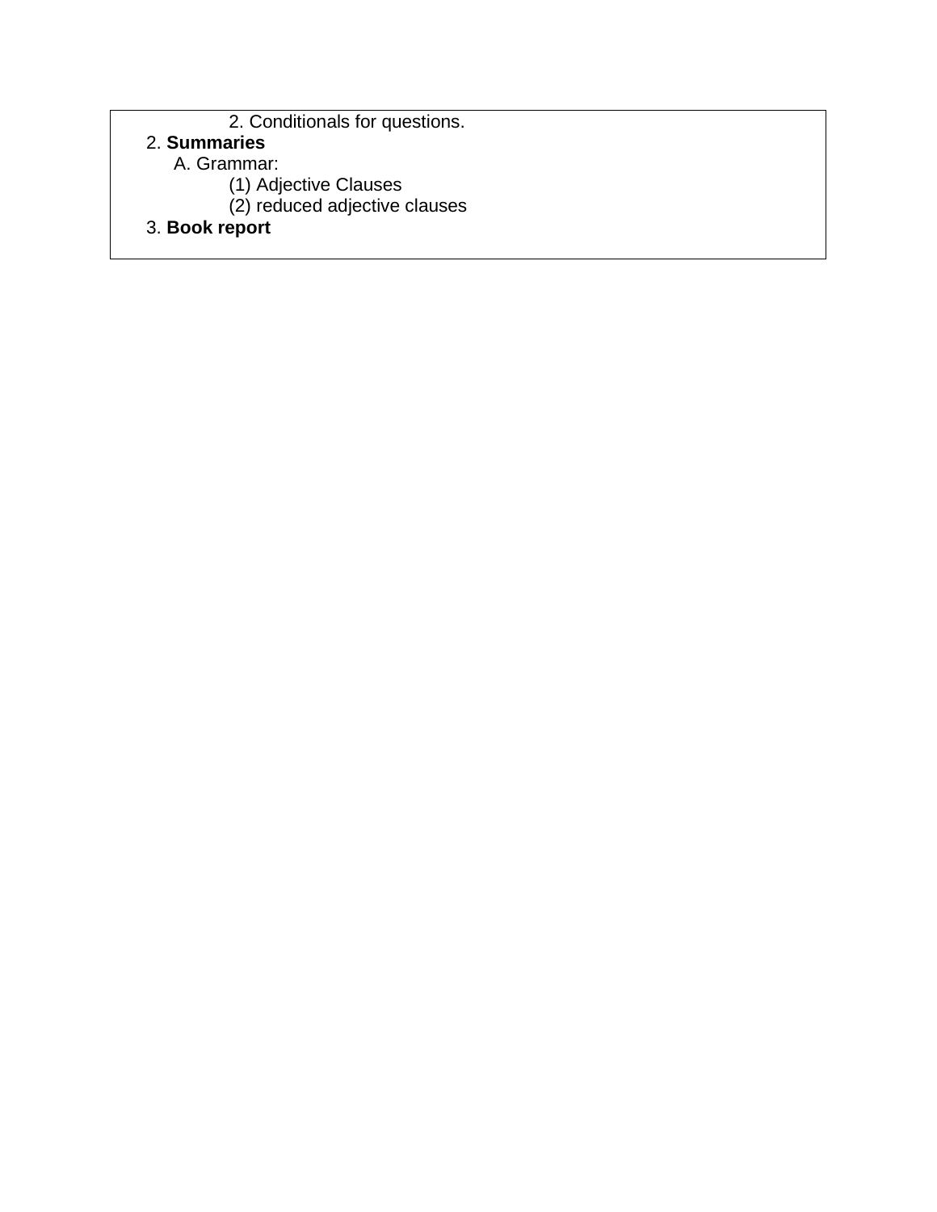2. Conditionals for questions.

2. **Summaries**

A. Grammar:

(1) Adjective Clauses

(2) reduced adjective clauses

3. **Book report**